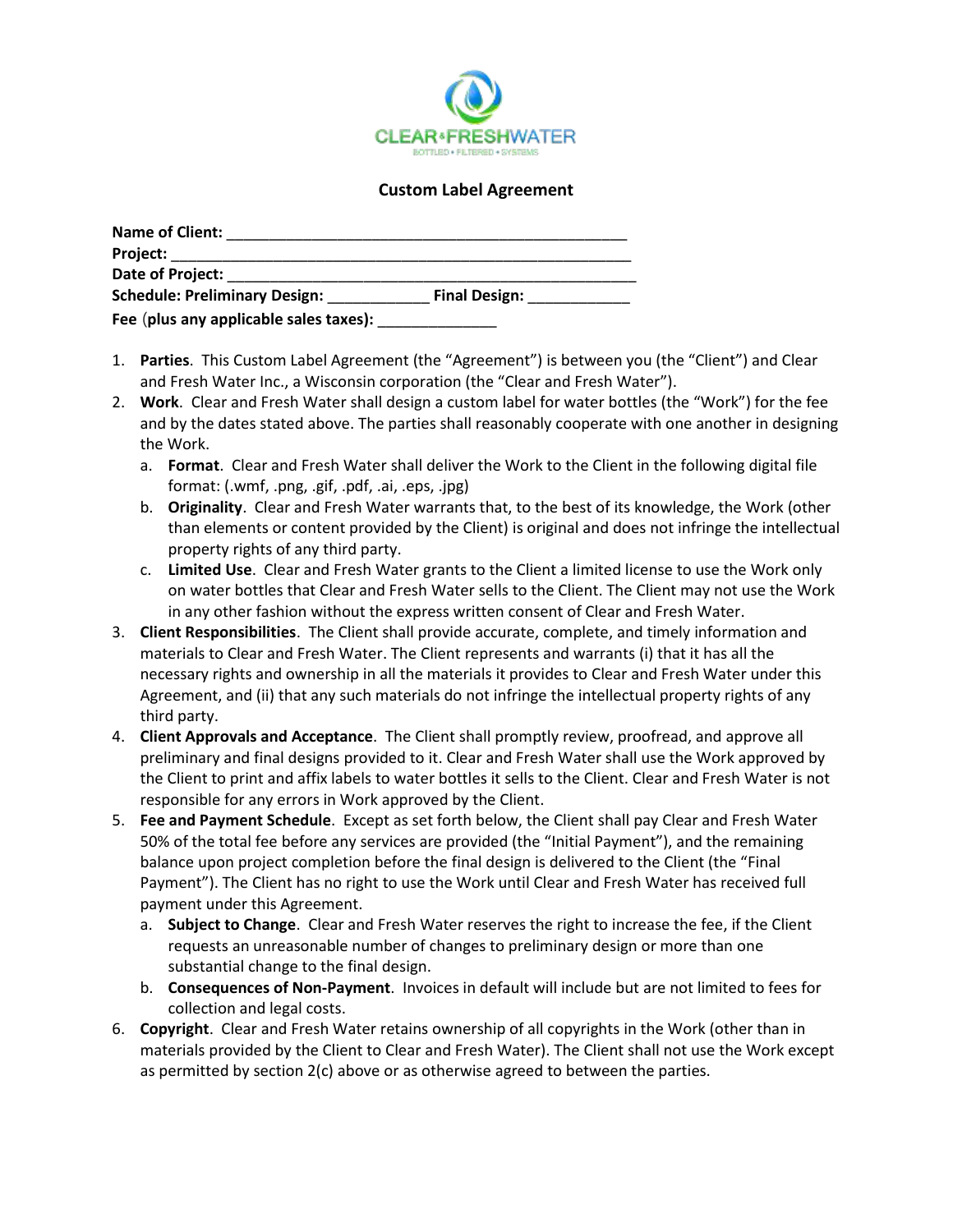CLEAR&FRESHWATER

BOTTLED • FILTERED • SYSTEMS

## Custom Label Agreement

**Name of Client:** ____________________________________________

**Project:** ____________________________________________________

**Date of Project:** ______________________________________________

**Schedule: Preliminary Design:** ____________ **Final Design:** ____________

**Fee** (**plus any applicable sales taxes):** ______________

1. **Parties**. This Custom Label Agreement (the "Agreement") is between you (the "Client") and Clear and Fresh Water Inc., a Wisconsin corporation (the "Clear and Fresh Water").
2. **Work**. Clear and Fresh Water shall design a custom label for water bottles (the "Work") for the fee and by the dates stated above. The parties shall reasonably cooperate with one another in designing the Work.
   a. **Format**. Clear and Fresh Water shall deliver the Work to the Client in the following digital file format: (.wmf, .png, .gif, .pdf, .ai, .eps, .jpg)
   b. **Originality**. Clear and Fresh Water warrants that, to the best of its knowledge, the Work (other than elements or content provided by the Client) is original and does not infringe the intellectual property rights of any third party.
   c. **Limited Use**. Clear and Fresh Water grants to the Client a limited license to use the Work only on water bottles that Clear and Fresh Water sells to the Client. The Client may not use the Work in any other fashion without the express written consent of Clear and Fresh Water.
3. **Client Responsibilities**. The Client shall provide accurate, complete, and timely information and materials to Clear and Fresh Water. The Client represents and warrants (i) that it has all the necessary rights and ownership in all the materials it provides to Clear and Fresh Water under this Agreement, and (ii) that any such materials do not infringe the intellectual property rights of any third party.
4. **Client Approvals and Acceptance**. The Client shall promptly review, proofread, and approve all preliminary and final designs provided to it. Clear and Fresh Water shall use the Work approved by the Client to print and affix labels to water bottles it sells to the Client. Clear and Fresh Water is not responsible for any errors in Work approved by the Client.
5. **Fee and Payment Schedule**. Except as set forth below, the Client shall pay Clear and Fresh Water 50% of the total fee before any services are provided (the "Initial Payment"), and the remaining balance upon project completion before the final design is delivered to the Client (the "Final Payment"). The Client has no right to use the Work until Clear and Fresh Water has received full payment under this Agreement.
   a. **Subject to Change**. Clear and Fresh Water reserves the right to increase the fee, if the Client requests an unreasonable number of changes to preliminary design or more than one substantial change to the final design.
   b. **Consequences of Non-Payment**. Invoices in default will include but are not limited to fees for collection and legal costs.
6. **Copyright**. Clear and Fresh Water retains ownership of all copyrights in the Work (other than in materials provided by the Client to Clear and Fresh Water). The Client shall not use the Work except as permitted by section 2(c) above or as otherwise agreed to between the parties.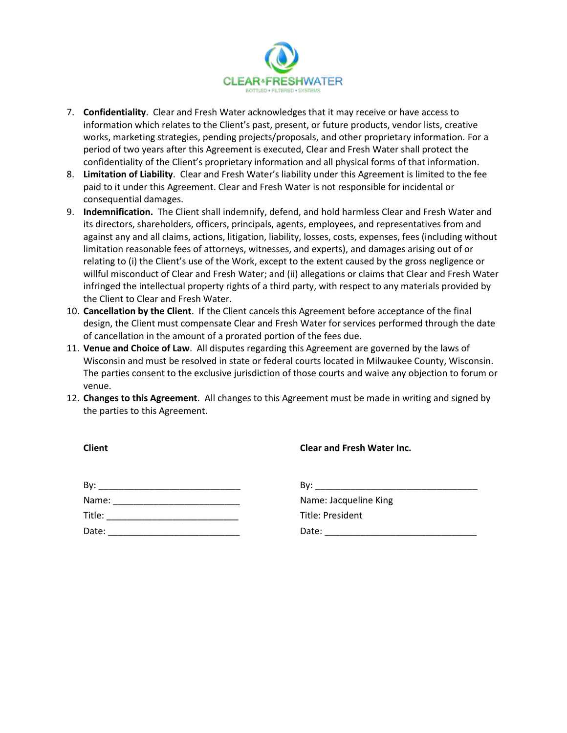7. **Confidentiality**. Clear and Fresh Water acknowledges that it may receive or have access to information which relates to the Client's past, present, or future products, vendor lists, creative works, marketing strategies, pending projects/proposals, and other proprietary information. For a period of two years after this Agreement is executed, Clear and Fresh Water shall protect the confidentiality of the Client's proprietary information and all physical forms of that information.
8. **Limitation of Liability**. Clear and Fresh Water's liability under this Agreement is limited to the fee paid to it under this Agreement. Clear and Fresh Water is not responsible for incidental or consequential damages.
9. **Indemnification.** The Client shall indemnify, defend, and hold harmless Clear and Fresh Water and its directors, shareholders, officers, principals, agents, employees, and representatives from and against any and all claims, actions, litigation, liability, losses, costs, expenses, fees (including without limitation reasonable fees of attorneys, witnesses, and experts), and damages arising out of or relating to (i) the Client's use of the Work, except to the extent caused by the gross negligence or willful misconduct of Clear and Fresh Water; and (ii) allegations or claims that Clear and Fresh Water infringed the intellectual property rights of a third party, with respect to any materials provided by the Client to Clear and Fresh Water.
10. **Cancellation by the Client**. If the Client cancels this Agreement before acceptance of the final design, the Client must compensate Clear and Fresh Water for services performed through the date of cancellation in the amount of a prorated portion of the fees due.
11. **Venue and Choice of Law**. All disputes regarding this Agreement are governed by the laws of Wisconsin and must be resolved in state or federal courts located in Milwaukee County, Wisconsin. The parties consent to the exclusive jurisdiction of those courts and waive any objection to forum or venue.
12. **Changes to this Agreement**. All changes to this Agreement must be made in writing and signed by the parties to this Agreement.

| **Client** | **Clear and Fresh Water Inc.** |
|---|---|
| By: ____________________________ | By: ________________________________ |
| Name: _________________________ | Name: Jacqueline King |
| Title: __________________________ | Title: President |
| Date: __________________________ | Date: ______________________________ |